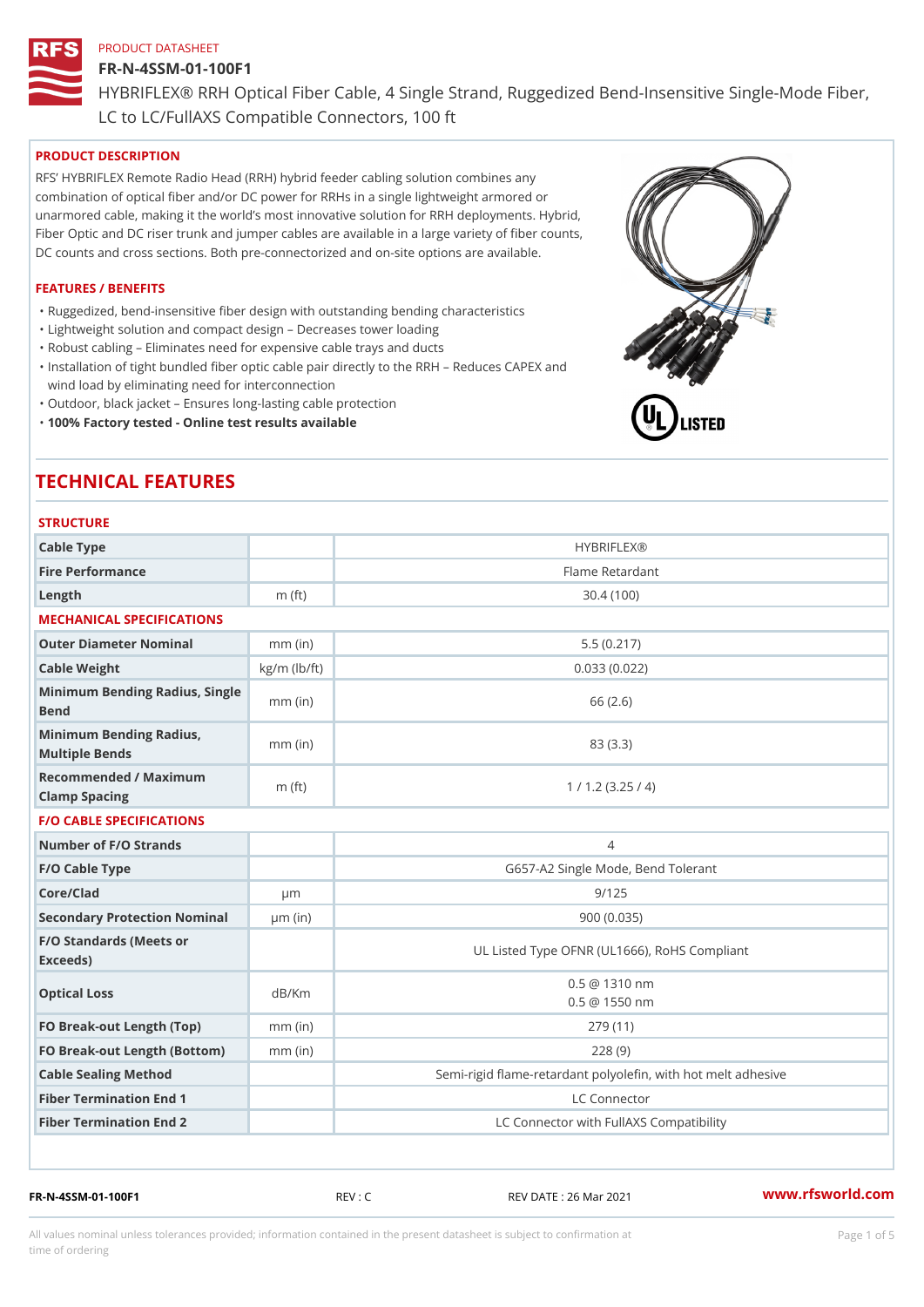PRODUCT DATASHEET

# FR-N-4SSM-01-100F1

HYBRIFLEX® RRH Optical Fiber Cable, 4 Single Strand, Ruggedized Bend-Insensitive Single-Mode Fiber, LC to LC/FullAXS Compatible Connectors, 100 ft

## PRODUCT DESCRIPTION

RFS' HYBRIFLEX Remote Radio Head (RRH) hybrid feeder cabling solution combines any combination of optical fiber and/or DC power for RRHs in a single lightweight armored or unarmored cable, making it the world's most innovative solution for RRH deployments. Hybrid, Fiber Optic and DC riser trunk and jumper cables are available in a large variety of fiber counts, DC counts and cross sections. Both pre-connectorized and on-site options are available.

## FEATURES / BENEFITS

- Ruggedized, bend-insensitive fiber design with outstanding bending characteristics
- Lightweight solution and compact design – Decreases tower loading
- Robust cabling – Eliminates need for expensive cable trays and ducts
- Installation of tight bundled fiber optic cable pair directly to the RRH – Reduces CAPEX and wind load by eliminating need for interconnection
- Outdoor, black jacket – Ensures long-lasting cable protection
- **100% Factory tested - Online test results available**

UL LISTED

# TECHNICAL FEATURES

### STRUCTURE

| | | |
|---|---|---|
| **Cable Type** | | HYBRIFLEX® |
| **Fire Performance** | | Flame Retardant |
| **Length** | m (ft) | 30.4 (100) |

### MECHANICAL SPECIFICATIONS

| | | |
|---|---|---|
| **Outer Diameter Nominal** | mm (in) | 5.5 (0.217) |
| **Cable Weight** | kg/m (lb/ft) | 0.033 (0.022) |
| **Minimum Bending Radius, Single Bend** | mm (in) | 66 (2.6) |
| **Minimum Bending Radius, Multiple Bends** | mm (in) | 83 (3.3) |
| **Recommended / Maximum Clamp Spacing** | m (ft) | 1 / 1.2 (3.25 / 4) |

### F/O CABLE SPECIFICATIONS

| | | |
|---|---|---|
| **Number of F/O Strands** | | 4 |
| **F/O Cable Type** | | G657-A2 Single Mode, Bend Tolerant |
| **Core/Clad** | μm | 9/125 |
| **Secondary Protection Nominal** | μm (in) | 900 (0.035) |
| **F/O Standards (Meets or Exceeds)** | | UL Listed Type OFNR (UL1666), RoHS Compliant |
| **Optical Loss** | dB/Km | 0.5 @ 1310 nm<br>0.5 @ 1550 nm |
| **FO Break-out Length (Top)** | mm (in) | 279 (11) |
| **FO Break-out Length (Bottom)** | mm (in) | 228 (9) |
| **Cable Sealing Method** | | Semi-rigid flame-retardant polyolefin, with hot melt adhesive |
| **Fiber Termination End 1** | | LC Connector |
| **Fiber Termination End 2** | | LC Connector with FullAXS Compatibility |

FR-N-4SSM-01-100F1 REV : C REV DATE : 26 Mar 2021 www.rfsworld.com

All values nominal unless tolerances provided; information contained in the present datasheet is subject to confirmation at time of ordering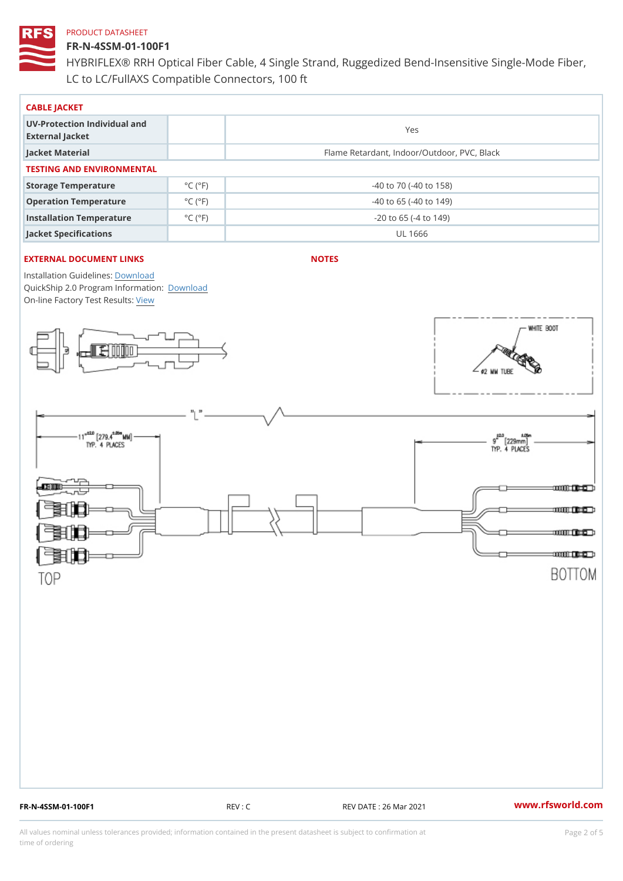PRODUCT DATASHEET

# FR-N-4SSM-01-100F1

HYBRIFLEX® RRH Optical Fiber Cable, 4 Single Strand, Ruggedized Bend-Insensitive Single-Mode Fiber, LC to LC/FullAXS Compatible Connectors, 100 ft

## CABLE JACKET

| | | |
|---|---|---|
| UV-Protection Individual and External Jacket | | Yes |
| Jacket Material | | Flame Retardant, Indoor/Outdoor, PVC, Black |

## TESTING AND ENVIRONMENTAL

| | | |
|---|---|---|
| Storage Temperature | °C (°F) | -40 to 70 (-40 to 158) |
| Operation Temperature | °C (°F) | -40 to 65 (-40 to 149) |
| Installation Temperature | °C (°F) | -20 to 65 (-4 to 149) |
| Jacket Specifications | | UL 1666 |

## EXTERNAL DOCUMENT LINKS

Installation Guidelines: Download
QuickShip 2.0 Program Information: Download
On-line Factory Test Results: View

## NOTES

WHITE BOOT

Ø2 MM TUBE

"L"

11" ±2.0 [279.4 ±.05 MM] TYP. 4 PLACES

9" ±2.0 [229mm ±.05] TYP. 4 PLACES

TOP

BOTTOM

FR-N-4SSM-01-100F1 REV : C REV DATE : 26 Mar 2021 www.rfsworld.com

All values nominal unless tolerances provided; information contained in the present datasheet is subject to confirmation at time of ordering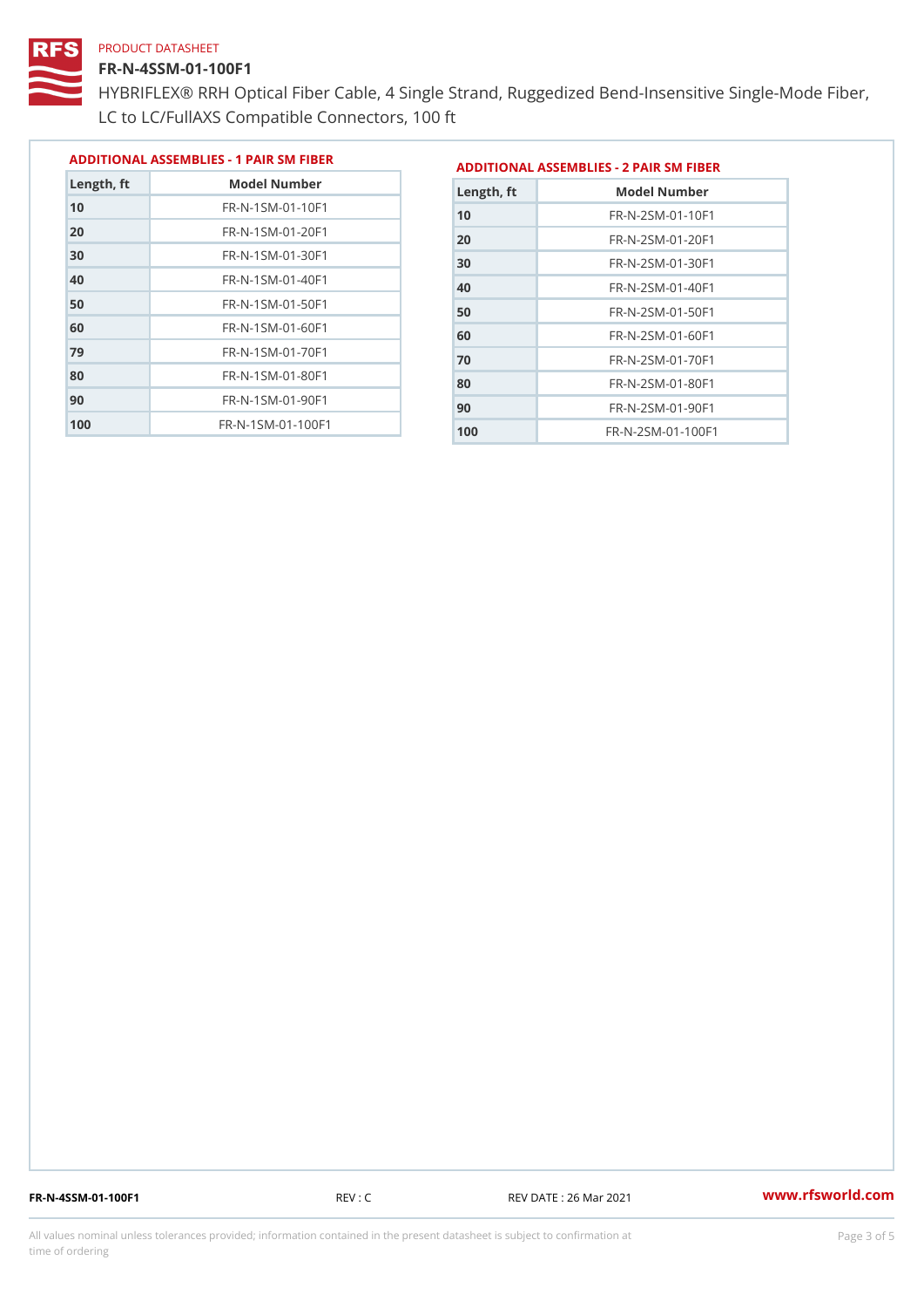PRODUCT DATASHEET

# FR-N-4SSM-01-100F1

HYBRIFLEX® RRH Optical Fiber Cable, 4 Single Strand, Ruggedized Bend-Insensitive Single-Mode Fiber, LC to LC/FullAXS Compatible Connectors, 100 ft

## ADDITIONAL ASSEMBLIES - 1 PAIR SM FIBER

| Length, ft | Model Number |
|---|---|
| 10 | FR-N-1SM-01-10F1 |
| 20 | FR-N-1SM-01-20F1 |
| 30 | FR-N-1SM-01-30F1 |
| 40 | FR-N-1SM-01-40F1 |
| 50 | FR-N-1SM-01-50F1 |
| 60 | FR-N-1SM-01-60F1 |
| 79 | FR-N-1SM-01-70F1 |
| 80 | FR-N-1SM-01-80F1 |
| 90 | FR-N-1SM-01-90F1 |
| 100 | FR-N-1SM-01-100F1 |

## ADDITIONAL ASSEMBLIES - 2 PAIR SM FIBER

| Length, ft | Model Number |
|---|---|
| 10 | FR-N-2SM-01-10F1 |
| 20 | FR-N-2SM-01-20F1 |
| 30 | FR-N-2SM-01-30F1 |
| 40 | FR-N-2SM-01-40F1 |
| 50 | FR-N-2SM-01-50F1 |
| 60 | FR-N-2SM-01-60F1 |
| 70 | FR-N-2SM-01-70F1 |
| 80 | FR-N-2SM-01-80F1 |
| 90 | FR-N-2SM-01-90F1 |
| 100 | FR-N-2SM-01-100F1 |

FR-N-4SSM-01-100F1 REV : C REV DATE : 26 Mar 2021 www.rfsworld.com

All values nominal unless tolerances provided; information contained in the present datasheet is subject to confirmation at time of ordering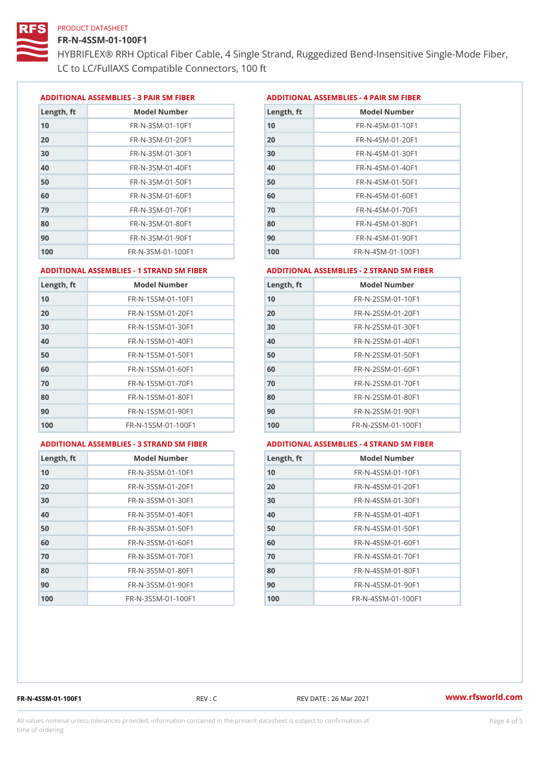PRODUCT DATASHEET

# FR-N-4SSM-01-100F1

HYBRIFLEX® RRH Optical Fiber Cable, 4 Single Strand, Ruggedized Bend-Insensitive Single-Mode Fiber, LC to LC/FullAXS Compatible Connectors, 100 ft

### ADDITIONAL ASSEMBLIES - 3 PAIR SM FIBER

| Length, ft | Model Number |
|---|---|
| 10 | FR-N-3SM-01-10F1 |
| 20 | FR-N-3SM-01-20F1 |
| 30 | FR-N-3SM-01-30F1 |
| 40 | FR-N-3SM-01-40F1 |
| 50 | FR-N-3SM-01-50F1 |
| 60 | FR-N-3SM-01-60F1 |
| 79 | FR-N-3SM-01-70F1 |
| 80 | FR-N-3SM-01-80F1 |
| 90 | FR-N-3SM-01-90F1 |
| 100 | FR-N-3SM-01-100F1 |

### ADDITIONAL ASSEMBLIES - 4 PAIR SM FIBER

| Length, ft | Model Number |
|---|---|
| 10 | FR-N-4SM-01-10F1 |
| 20 | FR-N-4SM-01-20F1 |
| 30 | FR-N-4SM-01-30F1 |
| 40 | FR-N-4SM-01-40F1 |
| 50 | FR-N-4SM-01-50F1 |
| 60 | FR-N-4SM-01-60F1 |
| 70 | FR-N-4SM-01-70F1 |
| 80 | FR-N-4SM-01-80F1 |
| 90 | FR-N-4SM-01-90F1 |
| 100 | FR-N-4SM-01-100F1 |

### ADDITIONAL ASSEMBLIES - 1 STRAND SM FIBER

| Length, ft | Model Number |
|---|---|
| 10 | FR-N-1SSM-01-10F1 |
| 20 | FR-N-1SSM-01-20F1 |
| 30 | FR-N-1SSM-01-30F1 |
| 40 | FR-N-1SSM-01-40F1 |
| 50 | FR-N-1SSM-01-50F1 |
| 60 | FR-N-1SSM-01-60F1 |
| 70 | FR-N-1SSM-01-70F1 |
| 80 | FR-N-1SSM-01-80F1 |
| 90 | FR-N-1SSM-01-90F1 |
| 100 | FR-N-1SSM-01-100F1 |

### ADDITIONAL ASSEMBLIES - 2 STRAND SM FIBER

| Length, ft | Model Number |
|---|---|
| 10 | FR-N-2SSM-01-10F1 |
| 20 | FR-N-2SSM-01-20F1 |
| 30 | FR-N-2SSM-01-30F1 |
| 40 | FR-N-2SSM-01-40F1 |
| 50 | FR-N-2SSM-01-50F1 |
| 60 | FR-N-2SSM-01-60F1 |
| 70 | FR-N-2SSM-01-70F1 |
| 80 | FR-N-2SSM-01-80F1 |
| 90 | FR-N-2SSM-01-90F1 |
| 100 | FR-N-2SSM-01-100F1 |

### ADDITIONAL ASSEMBLIES - 3 STRAND SM FIBER

| Length, ft | Model Number |
|---|---|
| 10 | FR-N-3SSM-01-10F1 |
| 20 | FR-N-3SSM-01-20F1 |
| 30 | FR-N-3SSM-01-30F1 |
| 40 | FR-N-3SSM-01-40F1 |
| 50 | FR-N-3SSM-01-50F1 |
| 60 | FR-N-3SSM-01-60F1 |
| 70 | FR-N-3SSM-01-70F1 |
| 80 | FR-N-3SSM-01-80F1 |
| 90 | FR-N-3SSM-01-90F1 |
| 100 | FR-N-3SSM-01-100F1 |

### ADDITIONAL ASSEMBLIES - 4 STRAND SM FIBER

| Length, ft | Model Number |
|---|---|
| 10 | FR-N-4SSM-01-10F1 |
| 20 | FR-N-4SSM-01-20F1 |
| 30 | FR-N-4SSM-01-30F1 |
| 40 | FR-N-4SSM-01-40F1 |
| 50 | FR-N-4SSM-01-50F1 |
| 60 | FR-N-4SSM-01-60F1 |
| 70 | FR-N-4SSM-01-70F1 |
| 80 | FR-N-4SSM-01-80F1 |
| 90 | FR-N-4SSM-01-90F1 |
| 100 | FR-N-4SSM-01-100F1 |

FR-N-4SSM-01-100F1 REV : C REV DATE : 26 Mar 2021 www.rfsworld.com

All values nominal unless tolerances provided; information contained in the present datasheet is subject to confirmation at time of ordering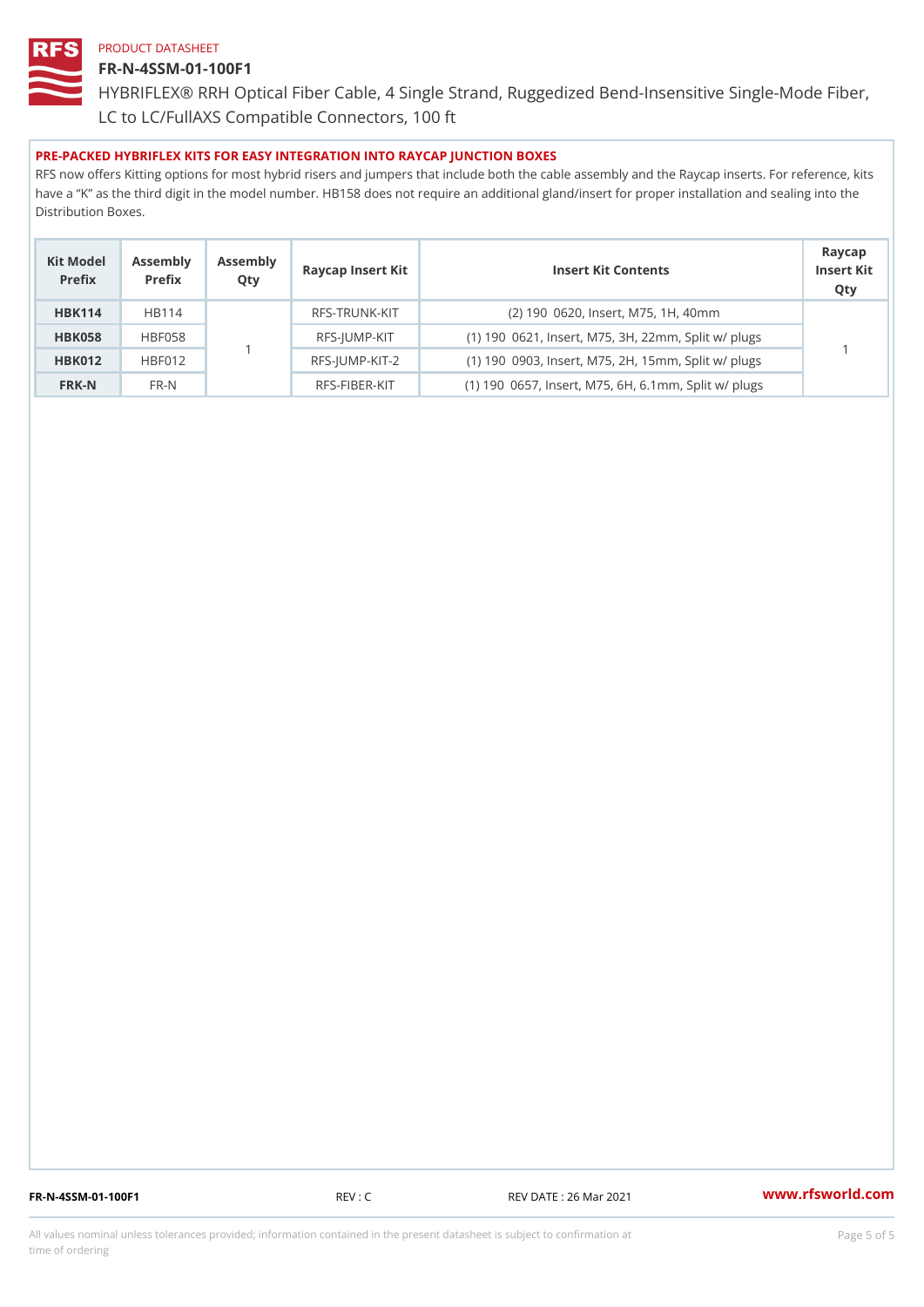PRODUCT DATASHEET

# FR-N-4SSM-01-100F1

HYBRIFLEX® RRH Optical Fiber Cable, 4 Single Strand, Ruggedized Bend-Insensitive Single-Mode Fiber, LC to LC/FullAXS Compatible Connectors, 100 ft

## PRE-PACKED HYBRIFLEX KITS FOR EASY INTEGRATION INTO RAYCAP JUNCTION BOXES

RFS now offers Kitting options for most hybrid risers and jumpers that include both the cable assembly and the Raycap inserts. For reference, kits have a "K" as the third digit in the model number. HB158 does not require an additional gland/insert for proper installation and sealing into the Distribution Boxes.

| Kit Model Prefix | Assembly Prefix | Assembly Qty | Raycap Insert Kit | Insert Kit Contents | Raycap Insert Kit Qty |
|---|---|---|---|---|---|
| **HBK114** | HB114 | 1 | RFS-TRUNK-KIT | (2) 190_0620, Insert, M75, 1H, 40mm | 1 |
| **HBK058** | HBF058 | | RFS-JUMP-KIT | (1) 190_0621, Insert, M75, 3H, 22mm, Split w/ plugs | |
| **HBK012** | HBF012 | | RFS-JUMP-KIT-2 | (1) 190_0903, Insert, M75, 2H, 15mm, Split w/ plugs | |
| **FRK-N** | FR-N | | RFS-FIBER-KIT | (1) 190_0657, Insert, M75, 6H, 6.1mm, Split w/ plugs | |

FR-N-4SSM-01-100F1 REV : C REV DATE : 26 Mar 2021 www.rfsworld.com

All values nominal unless tolerances provided; information contained in the present datasheet is subject to confirmation at time of ordering